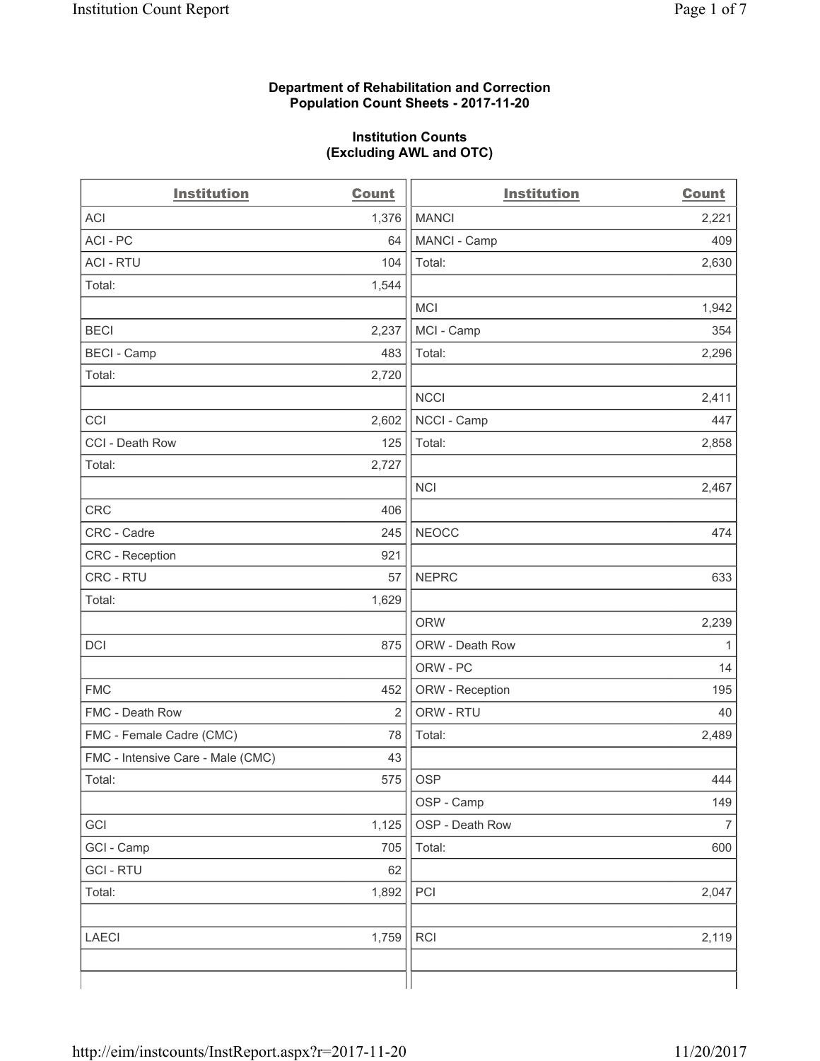**Department of Rehabilitation and Correction**
**Population Count Sheets - 2017-11-20**

**Institution Counts**
**(Excluding AWL and OTC)**

| Institution | Count | Institution | Count |
|---|---|---|---|
| ACI | 1,376 | MANCI | 2,221 |
| ACI - PC | 64 | MANCI - Camp | 409 |
| ACI - RTU | 104 | Total: | 2,630 |
| Total: | 1,544 | | |
| | | MCI | 1,942 |
| BECI | 2,237 | MCI - Camp | 354 |
| BECI - Camp | 483 | Total: | 2,296 |
| Total: | 2,720 | | |
| | | NCCI | 2,411 |
| CCI | 2,602 | NCCI - Camp | 447 |
| CCI - Death Row | 125 | Total: | 2,858 |
| Total: | 2,727 | | |
| | | NCI | 2,467 |
| CRC | 406 | | |
| CRC - Cadre | 245 | NEOCC | 474 |
| CRC - Reception | 921 | | |
| CRC - RTU | 57 | NEPRC | 633 |
| Total: | 1,629 | | |
| | | ORW | 2,239 |
| DCI | 875 | ORW - Death Row | 1 |
| | | ORW - PC | 14 |
| FMC | 452 | ORW - Reception | 195 |
| FMC - Death Row | 2 | ORW - RTU | 40 |
| FMC - Female Cadre (CMC) | 78 | Total: | 2,489 |
| FMC - Intensive Care - Male (CMC) | 43 | | |
| Total: | 575 | OSP | 444 |
| | | OSP - Camp | 149 |
| GCI | 1,125 | OSP - Death Row | 7 |
| GCI - Camp | 705 | Total: | 600 |
| GCI - RTU | 62 | | |
| Total: | 1,892 | PCI | 2,047 |
| | | | |
| LAECI | 1,759 | RCI | 2,119 |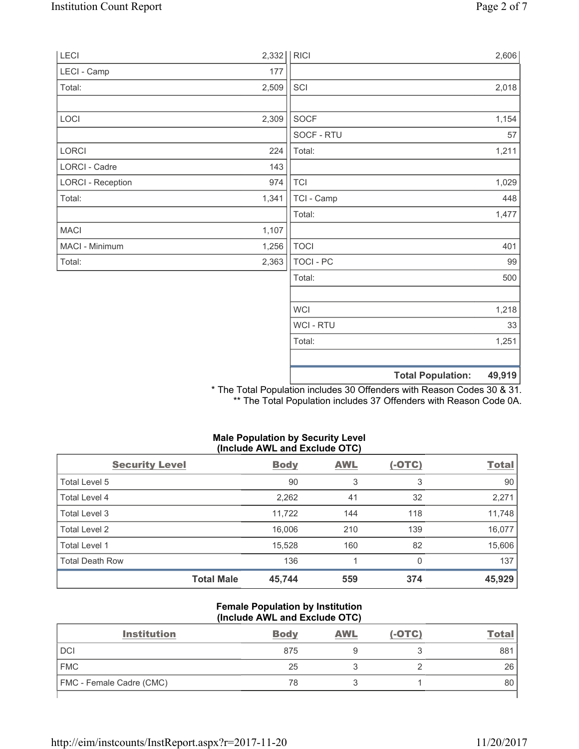| | |
|---|---|
| LECI | 2,332 |
| LECI - Camp | 177 |
| Total: | 2,509 |
| | |
| LOCI | 2,309 |
| | |
| LORCI | 224 |
| LORCI - Cadre | 143 |
| LORCI - Reception | 974 |
| Total: | 1,341 |
| | |
| MACI | 1,107 |
| MACI - Minimum | 1,256 |
| Total: | 2,363 |

| | |
|---|---|
| RICI | 2,606 |
| | |
| SCI | 2,018 |
| | |
| SOCF | 1,154 |
| SOCF - RTU | 57 |
| Total: | 1,211 |
| | |
| TCI | 1,029 |
| TCI - Camp | 448 |
| Total: | 1,477 |
| | |
| TOCI | 401 |
| TOCI - PC | 99 |
| Total: | 500 |
| | |
| WCI | 1,218 |
| WCI - RTU | 33 |
| Total: | 1,251 |
| | |
| **Total Population:** | **49,919** |

\* The Total Population includes 30 Offenders with Reason Codes 30 & 31.
\** The Total Population includes 37 Offenders with Reason Code 0A.

**Male Population by Security Level (Include AWL and Exclude OTC)**

| Security Level | Body | AWL | (-OTC) | Total |
|---|---|---|---|---|
| Total Level 5 | 90 | 3 | 3 | 90 |
| Total Level 4 | 2,262 | 41 | 32 | 2,271 |
| Total Level 3 | 11,722 | 144 | 118 | 11,748 |
| Total Level 2 | 16,006 | 210 | 139 | 16,077 |
| Total Level 1 | 15,528 | 160 | 82 | 15,606 |
| Total Death Row | 136 | 1 | 0 | 137 |
| **Total Male** | **45,744** | **559** | **374** | **45,929** |

**Female Population by Institution (Include AWL and Exclude OTC)**

| Institution | Body | AWL | (-OTC) | Total |
|---|---|---|---|---|
| DCI | 875 | 9 | 3 | 881 |
| FMC | 25 | 3 | 2 | 26 |
| FMC - Female Cadre (CMC) | 78 | 3 | 1 | 80 |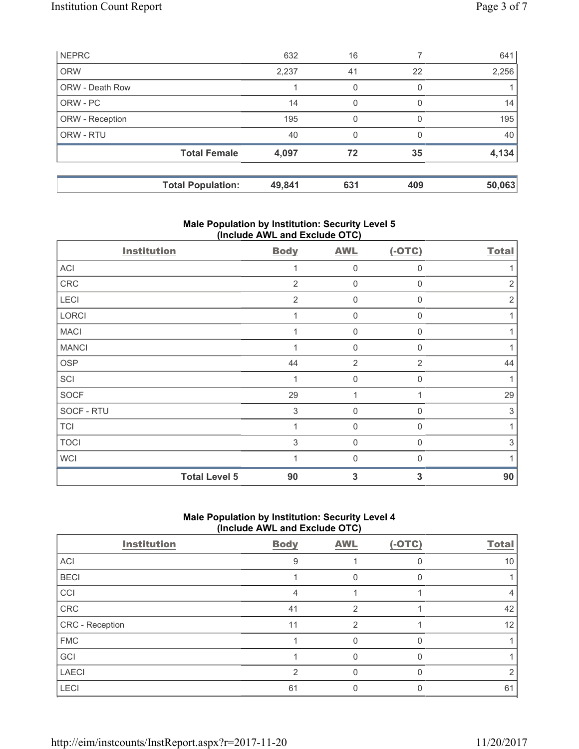| NEPRC | 632 | 16 | 7 | 641 |
|---|---|---|---|---|
| ORW | 2,237 | 41 | 22 | 2,256 |
| ORW - Death Row | 1 | 0 | 0 | 1 |
| ORW - PC | 14 | 0 | 0 | 14 |
| ORW - Reception | 195 | 0 | 0 | 195 |
| ORW - RTU | 40 | 0 | 0 | 40 |
| **Total Female** | **4,097** | **72** | **35** | **4,134** |

| **Total Population:** | **49,841** | **631** | **409** | **50,063** |
|---|---|---|---|---|

## Male Population by Institution: Security Level 5 (Include AWL and Exclude OTC)

| Institution | Body | AWL | (-OTC) | Total |
|---|---|---|---|---|
| ACI | 1 | 0 | 0 | 1 |
| CRC | 2 | 0 | 0 | 2 |
| LECI | 2 | 0 | 0 | 2 |
| LORCI | 1 | 0 | 0 | 1 |
| MACI | 1 | 0 | 0 | 1 |
| MANCI | 1 | 0 | 0 | 1 |
| OSP | 44 | 2 | 2 | 44 |
| SCI | 1 | 0 | 0 | 1 |
| SOCF | 29 | 1 | 1 | 29 |
| SOCF - RTU | 3 | 0 | 0 | 3 |
| TCI | 1 | 0 | 0 | 1 |
| TOCI | 3 | 0 | 0 | 3 |
| WCI | 1 | 0 | 0 | 1 |
| **Total Level 5** | **90** | **3** | **3** | **90** |

## Male Population by Institution: Security Level 4 (Include AWL and Exclude OTC)

| Institution | Body | AWL | (-OTC) | Total |
|---|---|---|---|---|
| ACI | 9 | 1 | 0 | 10 |
| BECI | 1 | 0 | 0 | 1 |
| CCI | 4 | 1 | 1 | 4 |
| CRC | 41 | 2 | 1 | 42 |
| CRC - Reception | 11 | 2 | 1 | 12 |
| FMC | 1 | 0 | 0 | 1 |
| GCI | 1 | 0 | 0 | 1 |
| LAECI | 2 | 0 | 0 | 2 |
| LECI | 61 | 0 | 0 | 61 |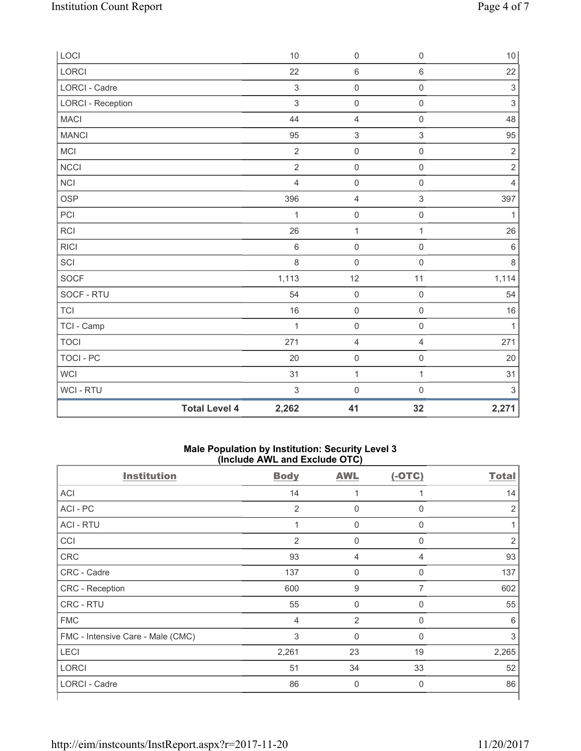| | Body | AWL | (-OTC) | Total |
|---|---|---|---|---|
| LOCI | 10 | 0 | 0 | 10 |
| LORCI | 22 | 6 | 6 | 22 |
| LORCI - Cadre | 3 | 0 | 0 | 3 |
| LORCI - Reception | 3 | 0 | 0 | 3 |
| MACI | 44 | 4 | 0 | 48 |
| MANCI | 95 | 3 | 3 | 95 |
| MCI | 2 | 0 | 0 | 2 |
| NCCI | 2 | 0 | 0 | 2 |
| NCI | 4 | 0 | 0 | 4 |
| OSP | 396 | 4 | 3 | 397 |
| PCI | 1 | 0 | 0 | 1 |
| RCI | 26 | 1 | 1 | 26 |
| RICI | 6 | 0 | 0 | 6 |
| SCI | 8 | 0 | 0 | 8 |
| SOCF | 1,113 | 12 | 11 | 1,114 |
| SOCF - RTU | 54 | 0 | 0 | 54 |
| TCI | 16 | 0 | 0 | 16 |
| TCI - Camp | 1 | 0 | 0 | 1 |
| TOCI | 271 | 4 | 4 | 271 |
| TOCI - PC | 20 | 0 | 0 | 20 |
| WCI | 31 | 1 | 1 | 31 |
| WCI - RTU | 3 | 0 | 0 | 3 |
| **Total Level 4** | **2,262** | **41** | **32** | **2,271** |

### Male Population by Institution: Security Level 3 (Include AWL and Exclude OTC)

| Institution | Body | AWL | (-OTC) | Total |
|---|---|---|---|---|
| ACI | 14 | 1 | 1 | 14 |
| ACI - PC | 2 | 0 | 0 | 2 |
| ACI - RTU | 1 | 0 | 0 | 1 |
| CCI | 2 | 0 | 0 | 2 |
| CRC | 93 | 4 | 4 | 93 |
| CRC - Cadre | 137 | 0 | 0 | 137 |
| CRC - Reception | 600 | 9 | 7 | 602 |
| CRC - RTU | 55 | 0 | 0 | 55 |
| FMC | 4 | 2 | 0 | 6 |
| FMC - Intensive Care - Male (CMC) | 3 | 0 | 0 | 3 |
| LECI | 2,261 | 23 | 19 | 2,265 |
| LORCI | 51 | 34 | 33 | 52 |
| LORCI - Cadre | 86 | 0 | 0 | 86 |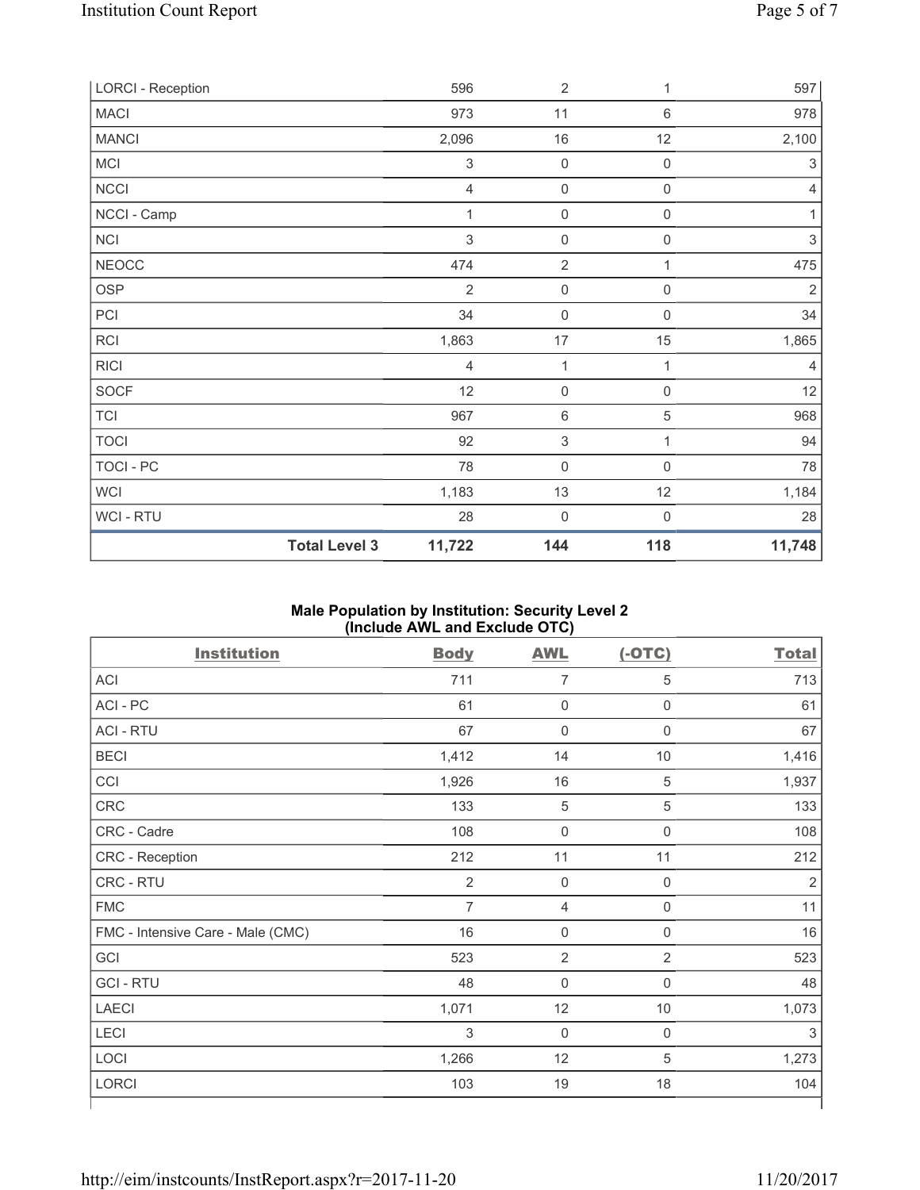| LORCI - Reception | | 596 | 2 | 1 | 597 |
|---|---|---|---|---|---|
| MACI | | 973 | 11 | 6 | 978 |
| MANCI | | 2,096 | 16 | 12 | 2,100 |
| MCI | | 3 | 0 | 0 | 3 |
| NCCI | | 4 | 0 | 0 | 4 |
| NCCI - Camp | | 1 | 0 | 0 | 1 |
| NCI | | 3 | 0 | 0 | 3 |
| NEOCC | | 474 | 2 | 1 | 475 |
| OSP | | 2 | 0 | 0 | 2 |
| PCI | | 34 | 0 | 0 | 34 |
| RCI | | 1,863 | 17 | 15 | 1,865 |
| RICI | | 4 | 1 | 1 | 4 |
| SOCF | | 12 | 0 | 0 | 12 |
| TCI | | 967 | 6 | 5 | 968 |
| TOCI | | 92 | 3 | 1 | 94 |
| TOCI - PC | | 78 | 0 | 0 | 78 |
| WCI | | 1,183 | 13 | 12 | 1,184 |
| WCI - RTU | | 28 | 0 | 0 | 28 |
| | **Total Level 3** | **11,722** | **144** | **118** | **11,748** |

### Male Population by Institution: Security Level 2 (Include AWL and Exclude OTC)

| Institution | Body | AWL | (-OTC) | Total |
|---|---|---|---|---|
| ACI | 711 | 7 | 5 | 713 |
| ACI - PC | 61 | 0 | 0 | 61 |
| ACI - RTU | 67 | 0 | 0 | 67 |
| BECI | 1,412 | 14 | 10 | 1,416 |
| CCI | 1,926 | 16 | 5 | 1,937 |
| CRC | 133 | 5 | 5 | 133 |
| CRC - Cadre | 108 | 0 | 0 | 108 |
| CRC - Reception | 212 | 11 | 11 | 212 |
| CRC - RTU | 2 | 0 | 0 | 2 |
| FMC | 7 | 4 | 0 | 11 |
| FMC - Intensive Care - Male (CMC) | 16 | 0 | 0 | 16 |
| GCI | 523 | 2 | 2 | 523 |
| GCI - RTU | 48 | 0 | 0 | 48 |
| LAECI | 1,071 | 12 | 10 | 1,073 |
| LECI | 3 | 0 | 0 | 3 |
| LOCI | 1,266 | 12 | 5 | 1,273 |
| LORCI | 103 | 19 | 18 | 104 |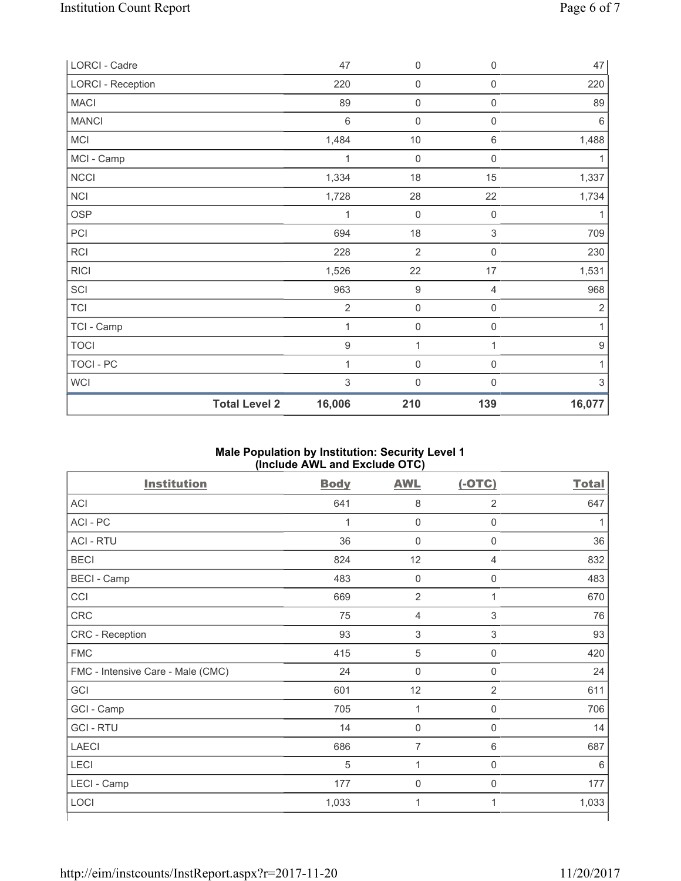| | | | | |
|---|---|---|---|---|
| LORCI - Cadre | 47 | 0 | 0 | 47 |
| LORCI - Reception | 220 | 0 | 0 | 220 |
| MACI | 89 | 0 | 0 | 89 |
| MANCI | 6 | 0 | 0 | 6 |
| MCI | 1,484 | 10 | 6 | 1,488 |
| MCI - Camp | 1 | 0 | 0 | 1 |
| NCCI | 1,334 | 18 | 15 | 1,337 |
| NCI | 1,728 | 28 | 22 | 1,734 |
| OSP | 1 | 0 | 0 | 1 |
| PCI | 694 | 18 | 3 | 709 |
| RCI | 228 | 2 | 0 | 230 |
| RICI | 1,526 | 22 | 17 | 1,531 |
| SCI | 963 | 9 | 4 | 968 |
| TCI | 2 | 0 | 0 | 2 |
| TCI - Camp | 1 | 0 | 0 | 1 |
| TOCI | 9 | 1 | 1 | 9 |
| TOCI - PC | 1 | 0 | 0 | 1 |
| WCI | 3 | 0 | 0 | 3 |
| **Total Level 2** | **16,006** | **210** | **139** | **16,077** |

## Male Population by Institution: Security Level 1 (Include AWL and Exclude OTC)

| Institution | Body | AWL | (-OTC) | Total |
|---|---|---|---|---|
| ACI | 641 | 8 | 2 | 647 |
| ACI - PC | 1 | 0 | 0 | 1 |
| ACI - RTU | 36 | 0 | 0 | 36 |
| BECI | 824 | 12 | 4 | 832 |
| BECI - Camp | 483 | 0 | 0 | 483 |
| CCI | 669 | 2 | 1 | 670 |
| CRC | 75 | 4 | 3 | 76 |
| CRC - Reception | 93 | 3 | 3 | 93 |
| FMC | 415 | 5 | 0 | 420 |
| FMC - Intensive Care - Male (CMC) | 24 | 0 | 0 | 24 |
| GCI | 601 | 12 | 2 | 611 |
| GCI - Camp | 705 | 1 | 0 | 706 |
| GCI - RTU | 14 | 0 | 0 | 14 |
| LAECI | 686 | 7 | 6 | 687 |
| LECI | 5 | 1 | 0 | 6 |
| LECI - Camp | 177 | 0 | 0 | 177 |
| LOCI | 1,033 | 1 | 1 | 1,033 |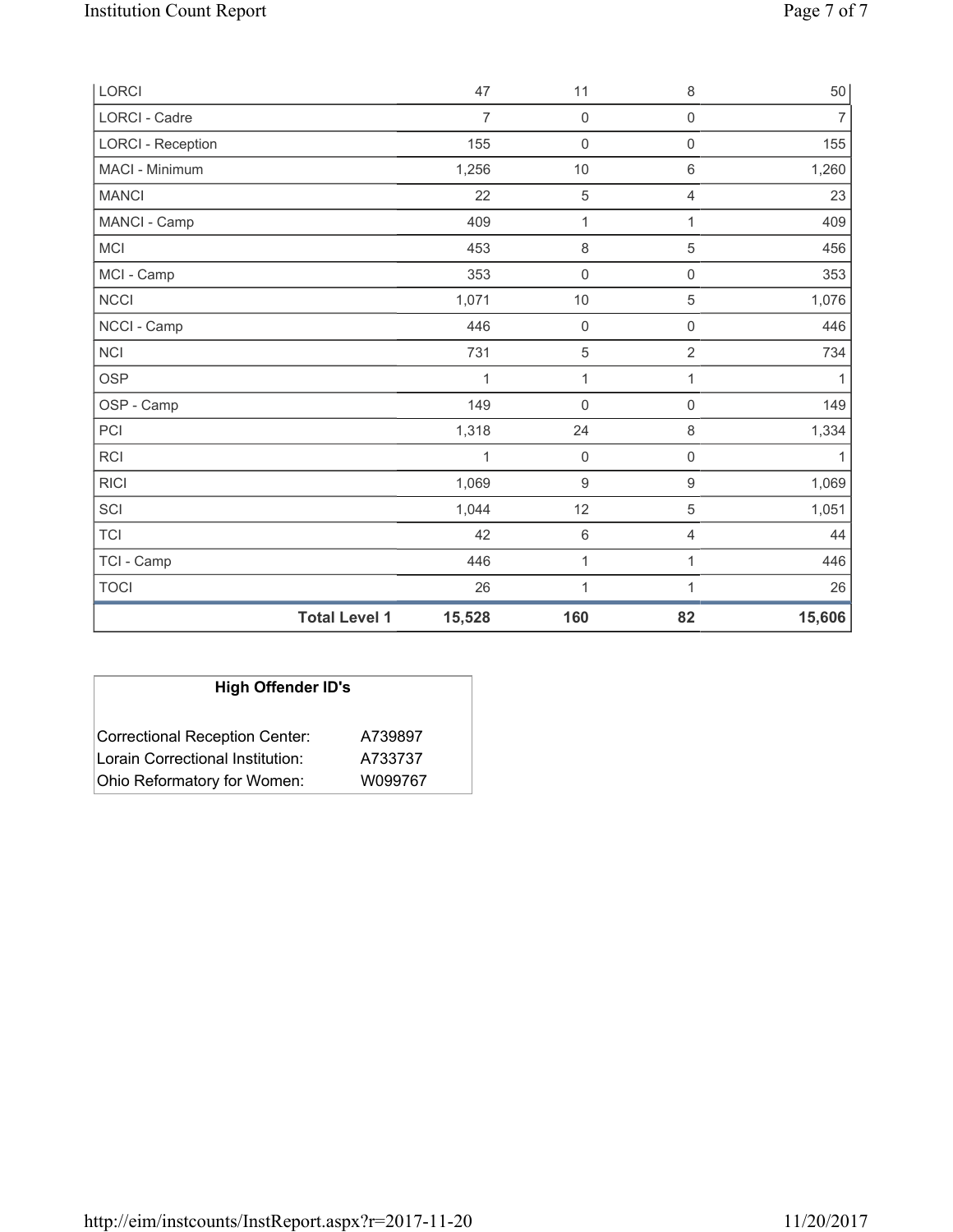| | | | | |
|---|---|---|---|---|
| LORCI | 47 | 11 | 8 | 50 |
| LORCI - Cadre | 7 | 0 | 0 | 7 |
| LORCI - Reception | 155 | 0 | 0 | 155 |
| MACI - Minimum | 1,256 | 10 | 6 | 1,260 |
| MANCI | 22 | 5 | 4 | 23 |
| MANCI - Camp | 409 | 1 | 1 | 409 |
| MCI | 453 | 8 | 5 | 456 |
| MCI - Camp | 353 | 0 | 0 | 353 |
| NCCI | 1,071 | 10 | 5 | 1,076 |
| NCCI - Camp | 446 | 0 | 0 | 446 |
| NCI | 731 | 5 | 2 | 734 |
| OSP | 1 | 1 | 1 | 1 |
| OSP - Camp | 149 | 0 | 0 | 149 |
| PCI | 1,318 | 24 | 8 | 1,334 |
| RCI | 1 | 0 | 0 | 1 |
| RICI | 1,069 | 9 | 9 | 1,069 |
| SCI | 1,044 | 12 | 5 | 1,051 |
| TCI | 42 | 6 | 4 | 44 |
| TCI - Camp | 446 | 1 | 1 | 446 |
| TOCI | 26 | 1 | 1 | 26 |
| **Total Level 1** | **15,528** | **160** | **82** | **15,606** |

**High Offender ID's**

| | |
|---|---|
| Correctional Reception Center: | A739897 |
| Lorain Correctional Institution: | A733737 |
| Ohio Reformatory for Women: | W099767 |